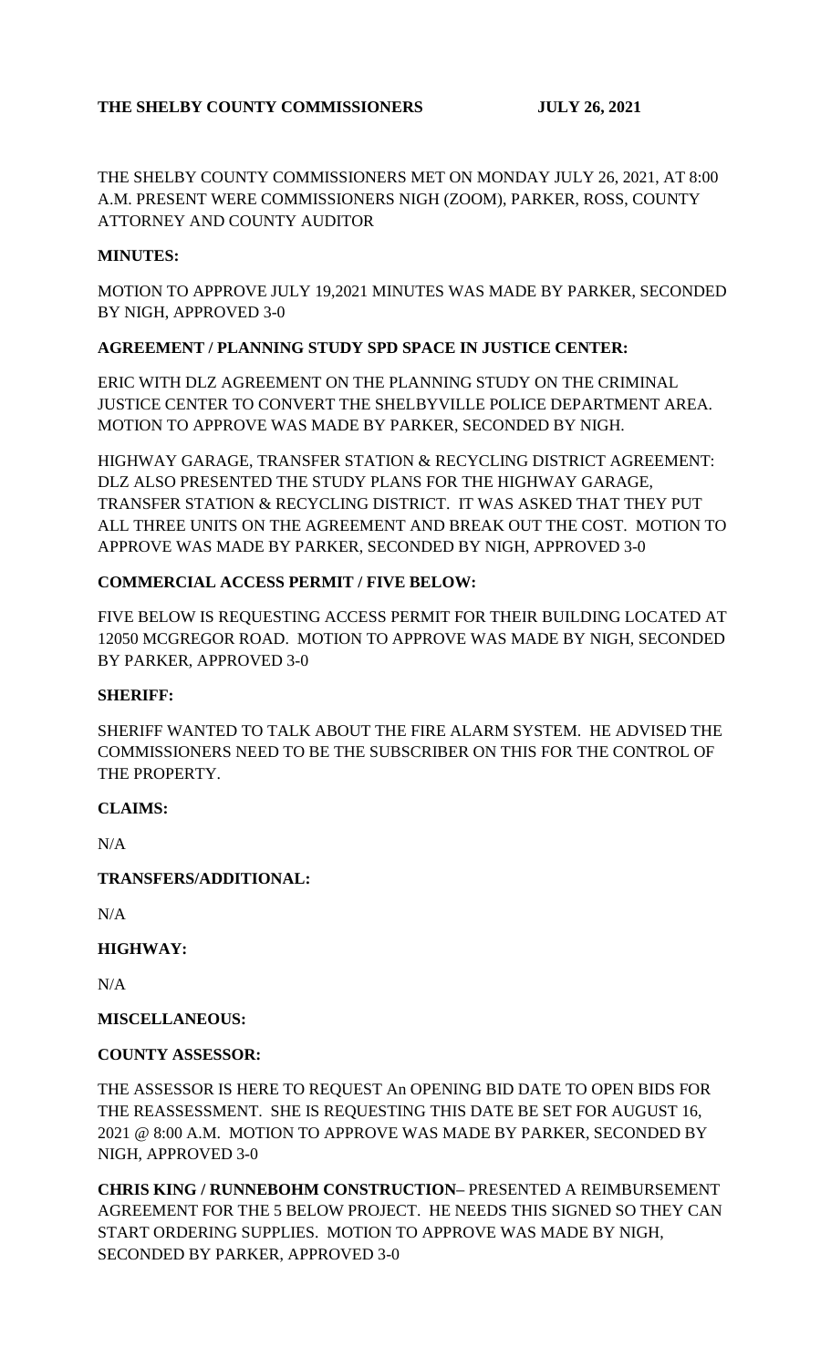**THE SHELBY COUNTY COMMISSIONERS JULY 26, 2021**

THE SHELBY COUNTY COMMISSIONERS MET ON MONDAY JULY 26, 2021, AT 8:00 A.M. PRESENT WERE COMMISSIONERS NIGH (ZOOM), PARKER, ROSS, COUNTY ATTORNEY AND COUNTY AUDITOR

**MINUTES:**

MOTION TO APPROVE JULY 19,2021 MINUTES WAS MADE BY PARKER, SECONDED BY NIGH, APPROVED 3-0

**AGREEMENT / PLANNING STUDY SPD SPACE IN JUSTICE CENTER:**

ERIC WITH DLZ AGREEMENT ON THE PLANNING STUDY ON THE CRIMINAL JUSTICE CENTER TO CONVERT THE SHELBYVILLE POLICE DEPARTMENT AREA. MOTION TO APPROVE WAS MADE BY PARKER, SECONDED BY NIGH.

HIGHWAY GARAGE, TRANSFER STATION & RECYCLING DISTRICT AGREEMENT: DLZ ALSO PRESENTED THE STUDY PLANS FOR THE HIGHWAY GARAGE, TRANSFER STATION & RECYCLING DISTRICT. IT WAS ASKED THAT THEY PUT ALL THREE UNITS ON THE AGREEMENT AND BREAK OUT THE COST. MOTION TO APPROVE WAS MADE BY PARKER, SECONDED BY NIGH, APPROVED 3-0

**COMMERCIAL ACCESS PERMIT / FIVE BELOW:**

FIVE BELOW IS REQUESTING ACCESS PERMIT FOR THEIR BUILDING LOCATED AT 12050 MCGREGOR ROAD. MOTION TO APPROVE WAS MADE BY NIGH, SECONDED BY PARKER, APPROVED 3-0

**SHERIFF:**

SHERIFF WANTED TO TALK ABOUT THE FIRE ALARM SYSTEM. HE ADVISED THE COMMISSIONERS NEED TO BE THE SUBSCRIBER ON THIS FOR THE CONTROL OF THE PROPERTY.

**CLAIMS:**

N/A

**TRANSFERS/ADDITIONAL:**

N/A

**HIGHWAY:**

N/A

**MISCELLANEOUS:**

**COUNTY ASSESSOR:**

THE ASSESSOR IS HERE TO REQUEST An OPENING BID DATE TO OPEN BIDS FOR THE REASSESSMENT. SHE IS REQUESTING THIS DATE BE SET FOR AUGUST 16, 2021 @ 8:00 A.M. MOTION TO APPROVE WAS MADE BY PARKER, SECONDED BY NIGH, APPROVED 3-0

**CHRIS KING / RUNNEBOHM CONSTRUCTION**– PRESENTED A REIMBURSEMENT AGREEMENT FOR THE 5 BELOW PROJECT. HE NEEDS THIS SIGNED SO THEY CAN START ORDERING SUPPLIES. MOTION TO APPROVE WAS MADE BY NIGH, SECONDED BY PARKER, APPROVED 3-0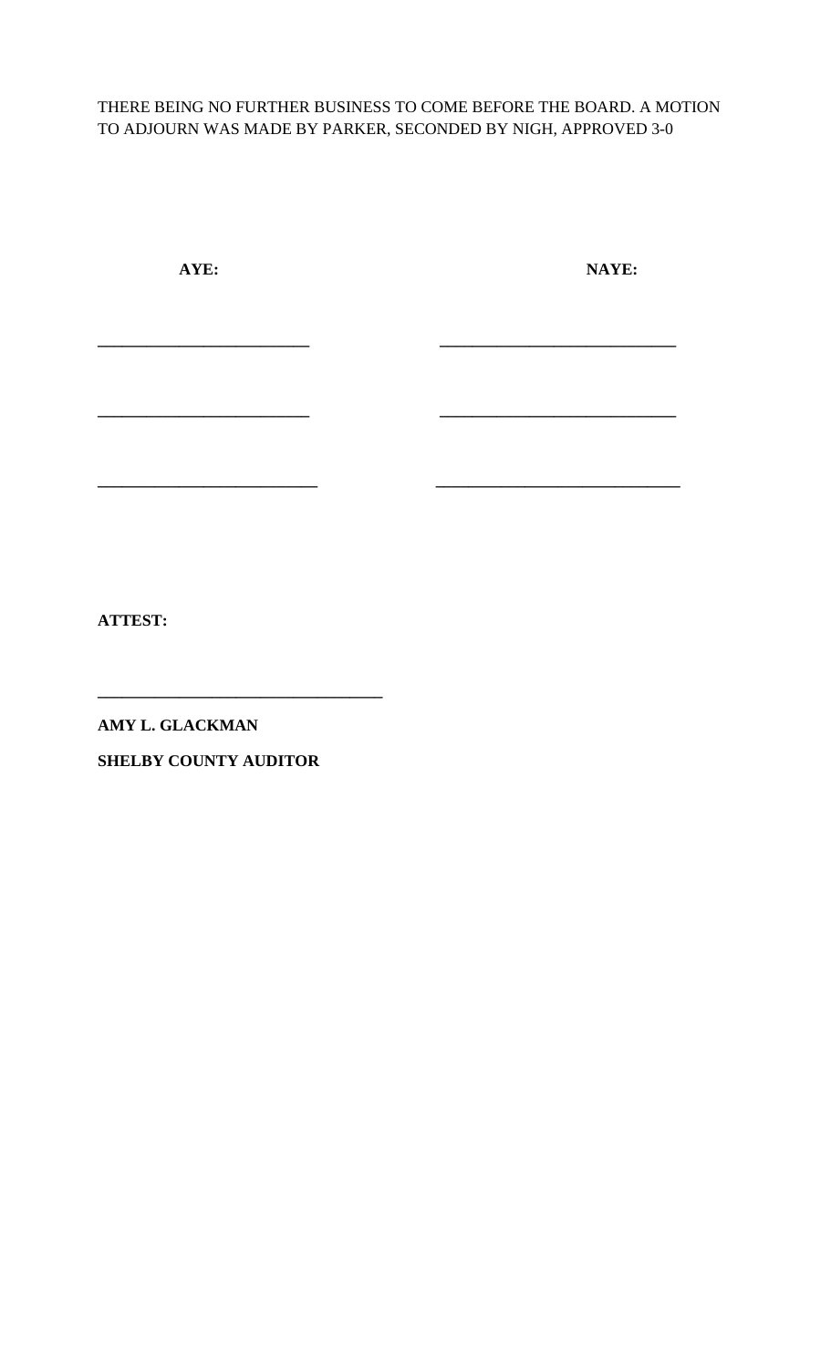THERE BEING NO FURTHER BUSINESS TO COME BEFORE THE BOARD. A MOTION TO ADJOURN WAS MADE BY PARKER, SECONDED BY NIGH, APPROVED 3-0

| **AYE:** | **NAYE:** |
| --- | --- |
| ___________________________ | ______________________________ |
| ___________________________ | ______________________________ |
| ___________________________ | ______________________________ |

**ATTEST:**

____________________________________

**AMY L. GLACKMAN**

**SHELBY COUNTY AUDITOR**